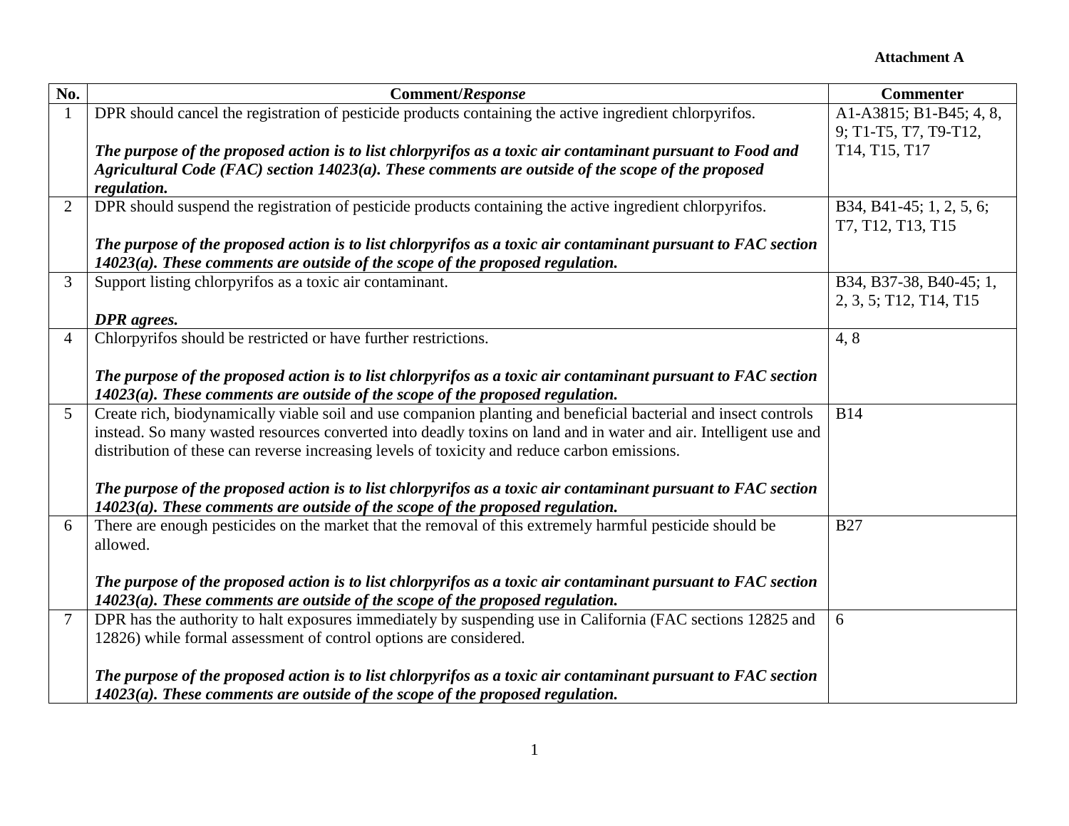**Attachment A**

| No. | Comment/*Response* | Commenter |
|---|---|---|
| 1 | DPR should cancel the registration of pesticide products containing the active ingredient chlorpyrifos.<br><br>***The purpose of the proposed action is to list chlorpyrifos as a toxic air contaminant pursuant to Food and Agricultural Code (FAC) section 14023(a). These comments are outside of the scope of the proposed regulation.*** | A1-A3815; B1-B45; 4, 8, 9; T1-T5, T7, T9-T12, T14, T15, T17 |
| 2 | DPR should suspend the registration of pesticide products containing the active ingredient chlorpyrifos.<br><br>***The purpose of the proposed action is to list chlorpyrifos as a toxic air contaminant pursuant to FAC section 14023(a). These comments are outside of the scope of the proposed regulation.*** | B34, B41-45; 1, 2, 5, 6; T7, T12, T13, T15 |
| 3 | Support listing chlorpyrifos as a toxic air contaminant.<br><br>***DPR agrees.*** | B34, B37-38, B40-45; 1, 2, 3, 5; T12, T14, T15 |
| 4 | Chlorpyrifos should be restricted or have further restrictions.<br><br>***The purpose of the proposed action is to list chlorpyrifos as a toxic air contaminant pursuant to FAC section 14023(a). These comments are outside of the scope of the proposed regulation.*** | 4, 8 |
| 5 | Create rich, biodynamically viable soil and use companion planting and beneficial bacterial and insect controls instead. So many wasted resources converted into deadly toxins on land and in water and air. Intelligent use and distribution of these can reverse increasing levels of toxicity and reduce carbon emissions.<br><br>***The purpose of the proposed action is to list chlorpyrifos as a toxic air contaminant pursuant to FAC section 14023(a). These comments are outside of the scope of the proposed regulation.*** | B14 |
| 6 | There are enough pesticides on the market that the removal of this extremely harmful pesticide should be allowed.<br><br>***The purpose of the proposed action is to list chlorpyrifos as a toxic air contaminant pursuant to FAC section 14023(a). These comments are outside of the scope of the proposed regulation.*** | B27 |
| 7 | DPR has the authority to halt exposures immediately by suspending use in California (FAC sections 12825 and 12826) while formal assessment of control options are considered.<br><br>***The purpose of the proposed action is to list chlorpyrifos as a toxic air contaminant pursuant to FAC section 14023(a). These comments are outside of the scope of the proposed regulation.*** | 6 |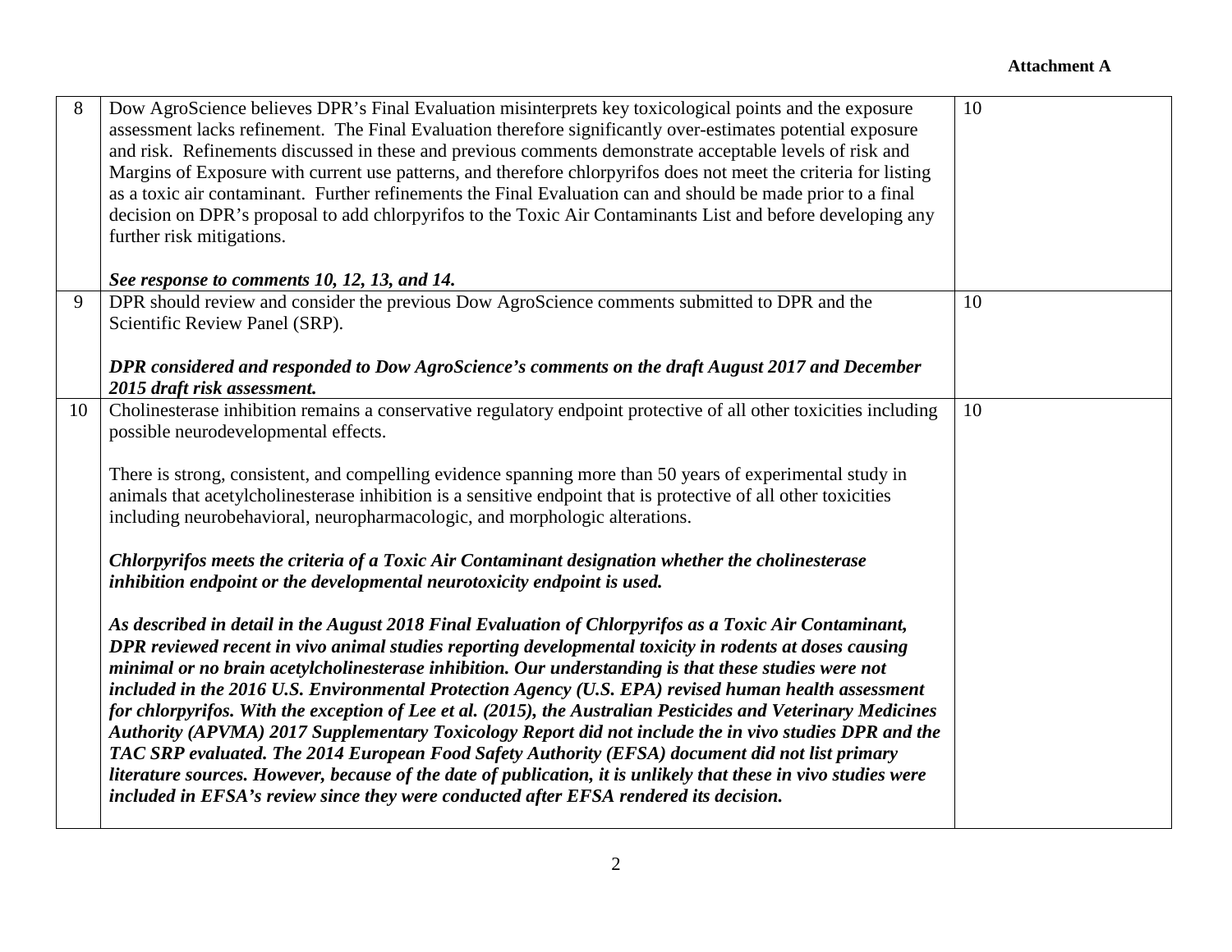**Attachment A**

| | | |
|---|---|---|
| 8 | Dow AgroScience believes DPR's Final Evaluation misinterprets key toxicological points and the exposure assessment lacks refinement. The Final Evaluation therefore significantly over-estimates potential exposure and risk. Refinements discussed in these and previous comments demonstrate acceptable levels of risk and Margins of Exposure with current use patterns, and therefore chlorpyrifos does not meet the criteria for listing as a toxic air contaminant. Further refinements the Final Evaluation can and should be made prior to a final decision on DPR's proposal to add chlorpyrifos to the Toxic Air Contaminants List and before developing any further risk mitigations.<br><br>***See response to comments 10, 12, 13, and 14.*** | 10 |
| 9 | DPR should review and consider the previous Dow AgroScience comments submitted to DPR and the Scientific Review Panel (SRP).<br><br>***DPR considered and responded to Dow AgroScience's comments on the draft August 2017 and December 2015 draft risk assessment.*** | 10 |
| 10 | Cholinesterase inhibition remains a conservative regulatory endpoint protective of all other toxicities including possible neurodevelopmental effects.<br><br>There is strong, consistent, and compelling evidence spanning more than 50 years of experimental study in animals that acetylcholinesterase inhibition is a sensitive endpoint that is protective of all other toxicities including neurobehavioral, neuropharmacologic, and morphologic alterations.<br><br>***Chlorpyrifos meets the criteria of a Toxic Air Contaminant designation whether the cholinesterase inhibition endpoint or the developmental neurotoxicity endpoint is used.***<br><br>***As described in detail in the August 2018 Final Evaluation of Chlorpyrifos as a Toxic Air Contaminant, DPR reviewed recent in vivo animal studies reporting developmental toxicity in rodents at doses causing minimal or no brain acetylcholinesterase inhibition. Our understanding is that these studies were not included in the 2016 U.S. Environmental Protection Agency (U.S. EPA) revised human health assessment for chlorpyrifos. With the exception of Lee et al. (2015), the Australian Pesticides and Veterinary Medicines Authority (APVMA) 2017 Supplementary Toxicology Report did not include the in vivo studies DPR and the TAC SRP evaluated. The 2014 European Food Safety Authority (EFSA) document did not list primary literature sources. However, because of the date of publication, it is unlikely that these in vivo studies were included in EFSA's review since they were conducted after EFSA rendered its decision.*** | 10 |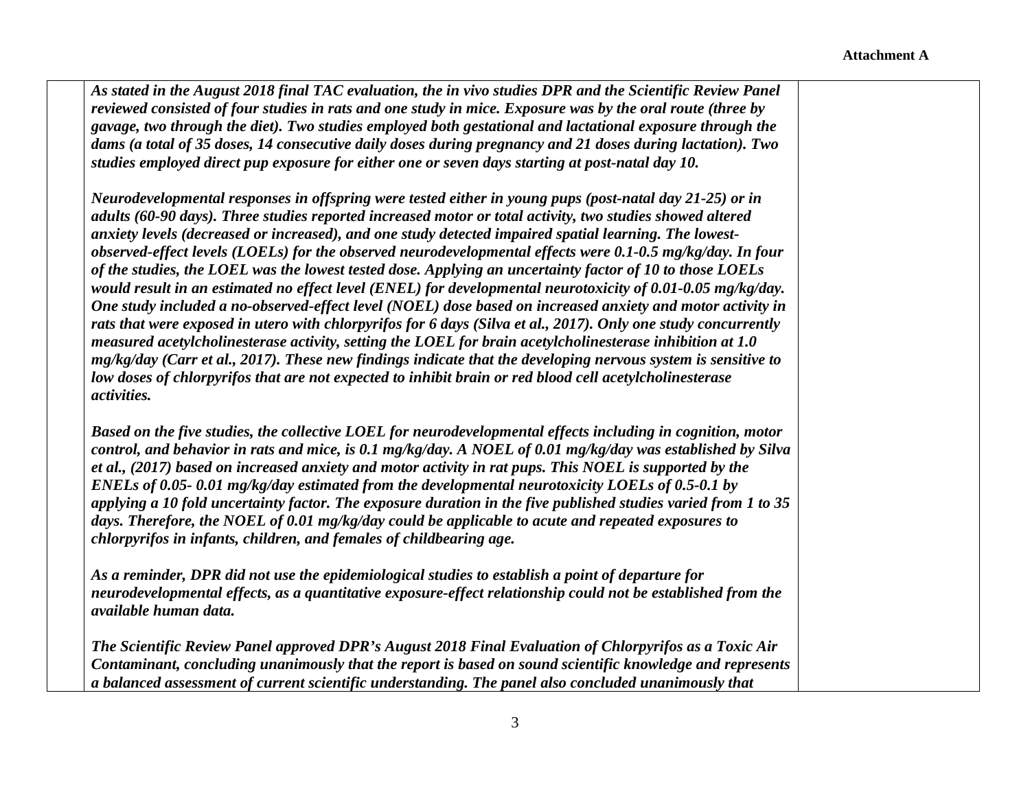*As stated in the August 2018 final TAC evaluation, the in vivo studies DPR and the Scientific Review Panel reviewed consisted of four studies in rats and one study in mice. Exposure was by the oral route (three by gavage, two through the diet). Two studies employed both gestational and lactational exposure through the dams (a total of 35 doses, 14 consecutive daily doses during pregnancy and 21 doses during lactation). Two studies employed direct pup exposure for either one or seven days starting at post-natal day 10.*

*Neurodevelopmental responses in offspring were tested either in young pups (post-natal day 21-25) or in adults (60-90 days). Three studies reported increased motor or total activity, two studies showed altered anxiety levels (decreased or increased), and one study detected impaired spatial learning. The lowest-observed-effect levels (LOELs) for the observed neurodevelopmental effects were 0.1-0.5 mg/kg/day. In four of the studies, the LOEL was the lowest tested dose. Applying an uncertainty factor of 10 to those LOELs would result in an estimated no effect level (ENEL) for developmental neurotoxicity of 0.01-0.05 mg/kg/day. One study included a no-observed-effect level (NOEL) dose based on increased anxiety and motor activity in rats that were exposed in utero with chlorpyrifos for 6 days (Silva et al., 2017). Only one study concurrently measured acetylcholinesterase activity, setting the LOEL for brain acetylcholinesterase inhibition at 1.0 mg/kg/day (Carr et al., 2017). These new findings indicate that the developing nervous system is sensitive to low doses of chlorpyrifos that are not expected to inhibit brain or red blood cell acetylcholinesterase activities.*

*Based on the five studies, the collective LOEL for neurodevelopmental effects including in cognition, motor control, and behavior in rats and mice, is 0.1 mg/kg/day. A NOEL of 0.01 mg/kg/day was established by Silva et al., (2017) based on increased anxiety and motor activity in rat pups. This NOEL is supported by the ENELs of 0.05- 0.01 mg/kg/day estimated from the developmental neurotoxicity LOELs of 0.5-0.1 by applying a 10 fold uncertainty factor. The exposure duration in the five published studies varied from 1 to 35 days. Therefore, the NOEL of 0.01 mg/kg/day could be applicable to acute and repeated exposures to chlorpyrifos in infants, children, and females of childbearing age.*

*As a reminder, DPR did not use the epidemiological studies to establish a point of departure for neurodevelopmental effects, as a quantitative exposure-effect relationship could not be established from the available human data.*

*The Scientific Review Panel approved DPR's August 2018 Final Evaluation of Chlorpyrifos as a Toxic Air Contaminant, concluding unanimously that the report is based on sound scientific knowledge and represents a balanced assessment of current scientific understanding. The panel also concluded unanimously that*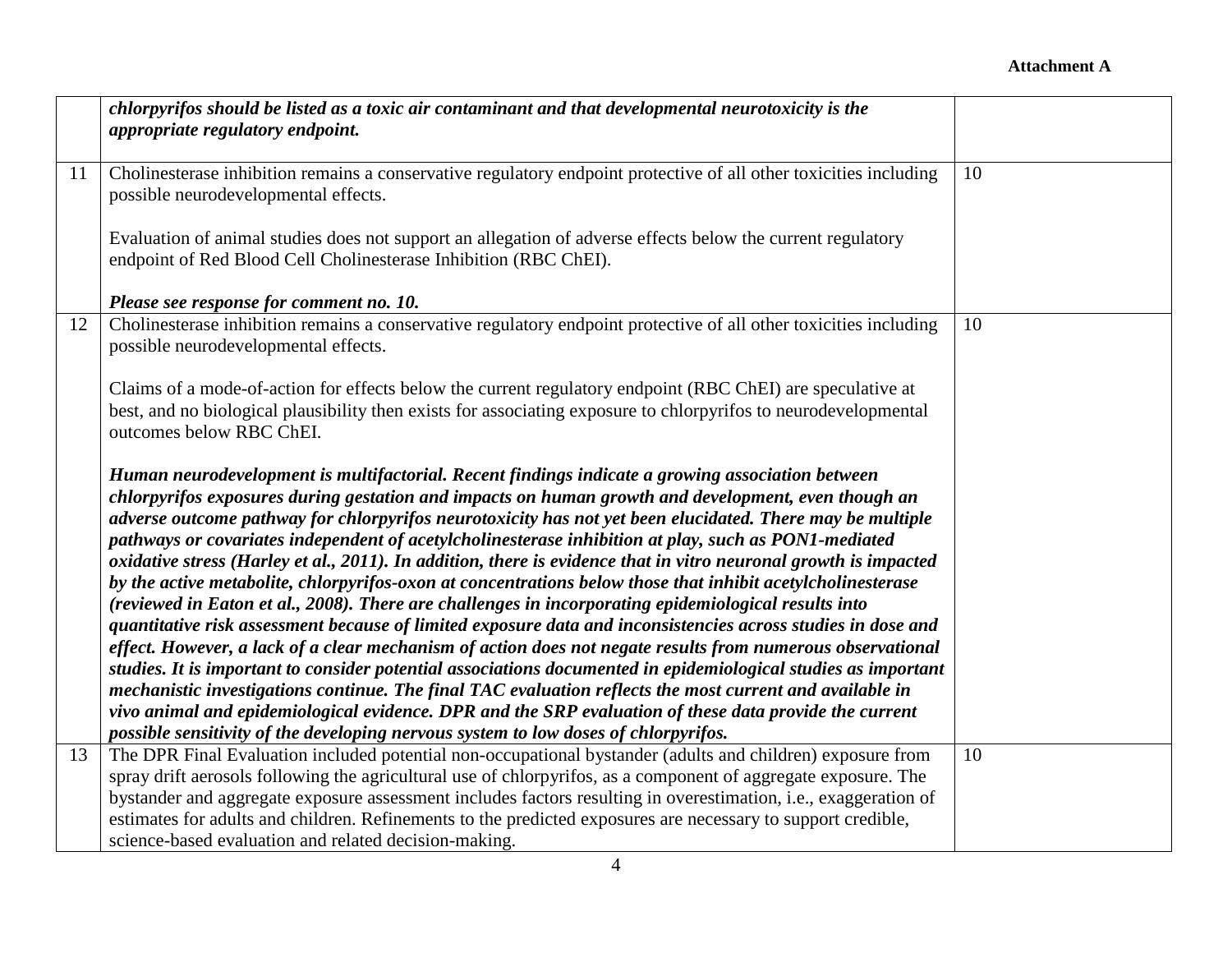| | | |
|---|---|---|
| | ***chlorpyrifos should be listed as a toxic air contaminant and that developmental neurotoxicity is the appropriate regulatory endpoint.*** | |
| 11 | Cholinesterase inhibition remains a conservative regulatory endpoint protective of all other toxicities including possible neurodevelopmental effects.<br><br>Evaluation of animal studies does not support an allegation of adverse effects below the current regulatory endpoint of Red Blood Cell Cholinesterase Inhibition (RBC ChEI).<br><br>***Please see response for comment no. 10.*** | 10 |
| 12 | Cholinesterase inhibition remains a conservative regulatory endpoint protective of all other toxicities including possible neurodevelopmental effects.<br><br>Claims of a mode-of-action for effects below the current regulatory endpoint (RBC ChEI) are speculative at best, and no biological plausibility then exists for associating exposure to chlorpyrifos to neurodevelopmental outcomes below RBC ChEI.<br><br>***Human neurodevelopment is multifactorial. Recent findings indicate a growing association between chlorpyrifos exposures during gestation and impacts on human growth and development, even though an adverse outcome pathway for chlorpyrifos neurotoxicity has not yet been elucidated. There may be multiple pathways or covariates independent of acetylcholinesterase inhibition at play, such as PON1-mediated oxidative stress (Harley et al., 2011). In addition, there is evidence that in vitro neuronal growth is impacted by the active metabolite, chlorpyrifos-oxon at concentrations below those that inhibit acetylcholinesterase (reviewed in Eaton et al., 2008). There are challenges in incorporating epidemiological results into quantitative risk assessment because of limited exposure data and inconsistencies across studies in dose and effect. However, a lack of a clear mechanism of action does not negate results from numerous observational studies. It is important to consider potential associations documented in epidemiological studies as important mechanistic investigations continue. The final TAC evaluation reflects the most current and available in vivo animal and epidemiological evidence. DPR and the SRP evaluation of these data provide the current possible sensitivity of the developing nervous system to low doses of chlorpyrifos.*** | 10 |
| 13 | The DPR Final Evaluation included potential non-occupational bystander (adults and children) exposure from spray drift aerosols following the agricultural use of chlorpyrifos, as a component of aggregate exposure. The bystander and aggregate exposure assessment includes factors resulting in overestimation, i.e., exaggeration of estimates for adults and children. Refinements to the predicted exposures are necessary to support credible, science-based evaluation and related decision-making. | 10 |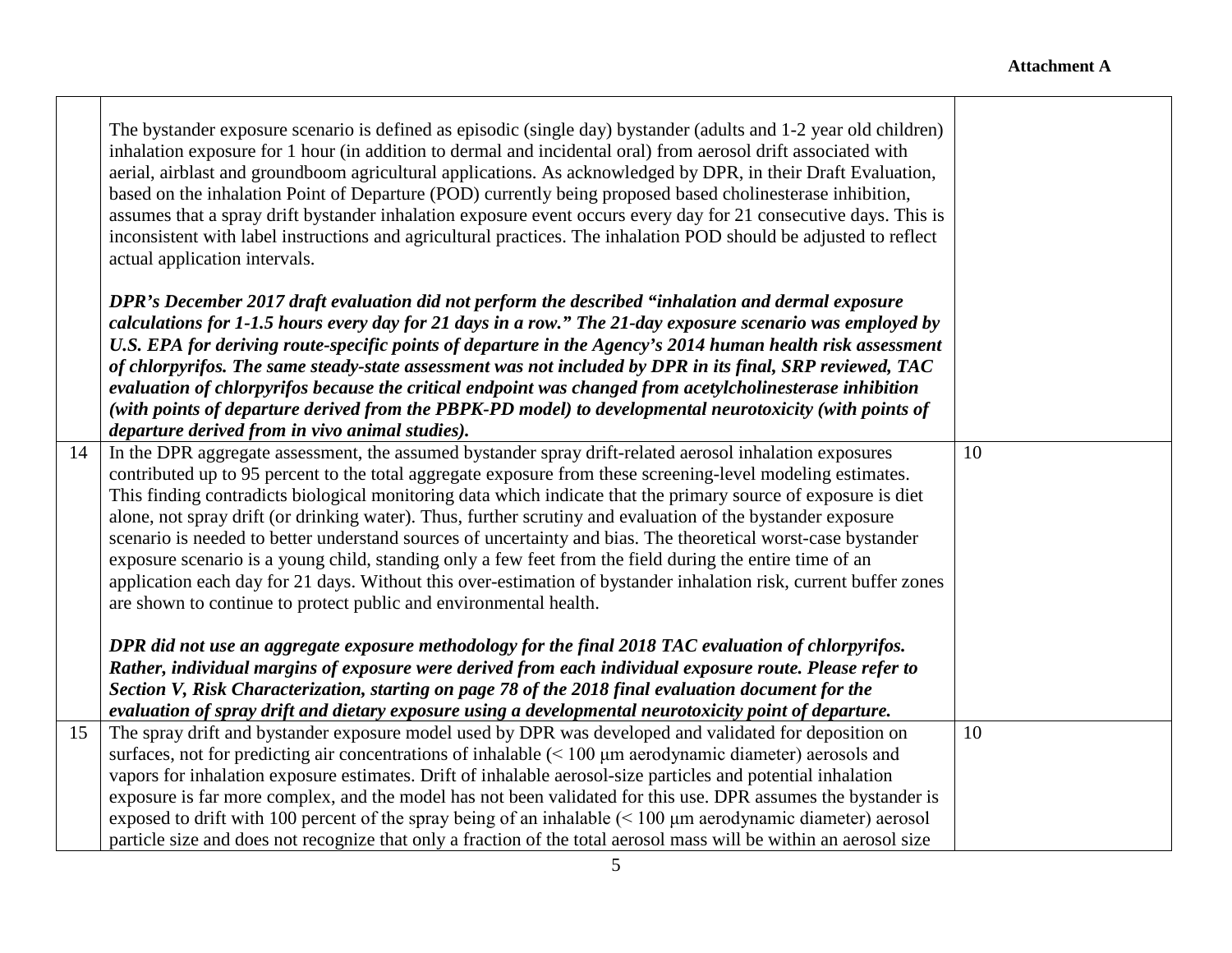**Attachment A**

| | | |
|---|---|---|
| | The bystander exposure scenario is defined as episodic (single day) bystander (adults and 1-2 year old children) inhalation exposure for 1 hour (in addition to dermal and incidental oral) from aerosol drift associated with aerial, airblast and groundboom agricultural applications. As acknowledged by DPR, in their Draft Evaluation, based on the inhalation Point of Departure (POD) currently being proposed based cholinesterase inhibition, assumes that a spray drift bystander inhalation exposure event occurs every day for 21 consecutive days. This is inconsistent with label instructions and agricultural practices. The inhalation POD should be adjusted to reflect actual application intervals.<br><br>***DPR's December 2017 draft evaluation did not perform the described "inhalation and dermal exposure calculations for 1-1.5 hours every day for 21 days in a row." The 21-day exposure scenario was employed by U.S. EPA for deriving route-specific points of departure in the Agency's 2014 human health risk assessment of chlorpyrifos. The same steady-state assessment was not included by DPR in its final, SRP reviewed, TAC evaluation of chlorpyrifos because the critical endpoint was changed from acetylcholinesterase inhibition (with points of departure derived from the PBPK-PD model) to developmental neurotoxicity (with points of departure derived from in vivo animal studies).*** | |
| 14 | In the DPR aggregate assessment, the assumed bystander spray drift-related aerosol inhalation exposures contributed up to 95 percent to the total aggregate exposure from these screening-level modeling estimates. This finding contradicts biological monitoring data which indicate that the primary source of exposure is diet alone, not spray drift (or drinking water). Thus, further scrutiny and evaluation of the bystander exposure scenario is needed to better understand sources of uncertainty and bias. The theoretical worst-case bystander exposure scenario is a young child, standing only a few feet from the field during the entire time of an application each day for 21 days. Without this over-estimation of bystander inhalation risk, current buffer zones are shown to continue to protect public and environmental health.<br><br>***DPR did not use an aggregate exposure methodology for the final 2018 TAC evaluation of chlorpyrifos. Rather, individual margins of exposure were derived from each individual exposure route. Please refer to Section V, Risk Characterization, starting on page 78 of the 2018 final evaluation document for the evaluation of spray drift and dietary exposure using a developmental neurotoxicity point of departure.*** | 10 |
| 15 | The spray drift and bystander exposure model used by DPR was developed and validated for deposition on surfaces, not for predicting air concentrations of inhalable (< 100 μm aerodynamic diameter) aerosols and vapors for inhalation exposure estimates. Drift of inhalable aerosol-size particles and potential inhalation exposure is far more complex, and the model has not been validated for this use. DPR assumes the bystander is exposed to drift with 100 percent of the spray being of an inhalable (< 100 μm aerodynamic diameter) aerosol particle size and does not recognize that only a fraction of the total aerosol mass will be within an aerosol size | 10 |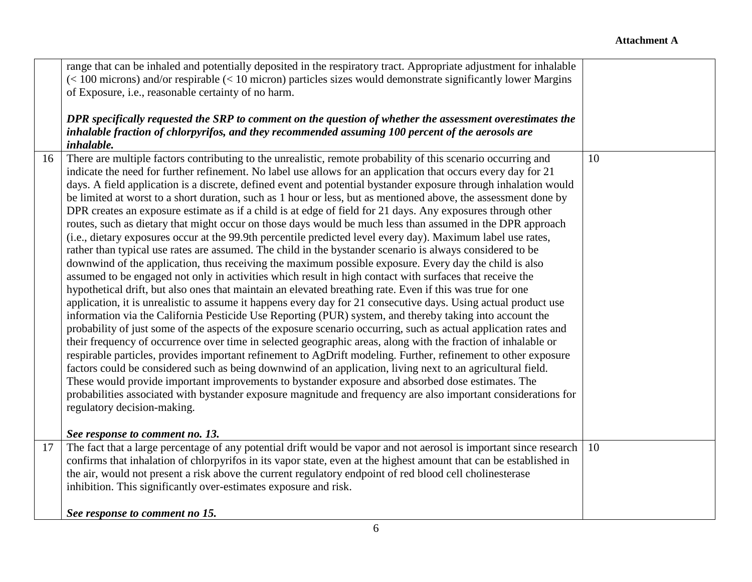| | | |
|---|---|---|
| | range that can be inhaled and potentially deposited in the respiratory tract. Appropriate adjustment for inhalable (< 100 microns) and/or respirable (< 10 micron) particles sizes would demonstrate significantly lower Margins of Exposure, i.e., reasonable certainty of no harm.<br><br>***DPR specifically requested the SRP to comment on the question of whether the assessment overestimates the inhalable fraction of chlorpyrifos, and they recommended assuming 100 percent of the aerosols are inhalable.*** | |
| 16 | There are multiple factors contributing to the unrealistic, remote probability of this scenario occurring and indicate the need for further refinement. No label use allows for an application that occurs every day for 21 days. A field application is a discrete, defined event and potential bystander exposure through inhalation would be limited at worst to a short duration, such as 1 hour or less, but as mentioned above, the assessment done by DPR creates an exposure estimate as if a child is at edge of field for 21 days. Any exposures through other routes, such as dietary that might occur on those days would be much less than assumed in the DPR approach (i.e., dietary exposures occur at the 99.9th percentile predicted level every day). Maximum label use rates, rather than typical use rates are assumed. The child in the bystander scenario is always considered to be downwind of the application, thus receiving the maximum possible exposure. Every day the child is also assumed to be engaged not only in activities which result in high contact with surfaces that receive the hypothetical drift, but also ones that maintain an elevated breathing rate. Even if this was true for one application, it is unrealistic to assume it happens every day for 21 consecutive days. Using actual product use information via the California Pesticide Use Reporting (PUR) system, and thereby taking into account the probability of just some of the aspects of the exposure scenario occurring, such as actual application rates and their frequency of occurrence over time in selected geographic areas, along with the fraction of inhalable or respirable particles, provides important refinement to AgDrift modeling. Further, refinement to other exposure factors could be considered such as being downwind of an application, living next to an agricultural field. These would provide important improvements to bystander exposure and absorbed dose estimates. The probabilities associated with bystander exposure magnitude and frequency are also important considerations for regulatory decision-making.<br><br>***See response to comment no. 13.*** | 10 |
| 17 | The fact that a large percentage of any potential drift would be vapor and not aerosol is important since research confirms that inhalation of chlorpyrifos in its vapor state, even at the highest amount that can be established in the air, would not present a risk above the current regulatory endpoint of red blood cell cholinesterase inhibition. This significantly over-estimates exposure and risk.<br><br>***See response to comment no 15.*** | 10 |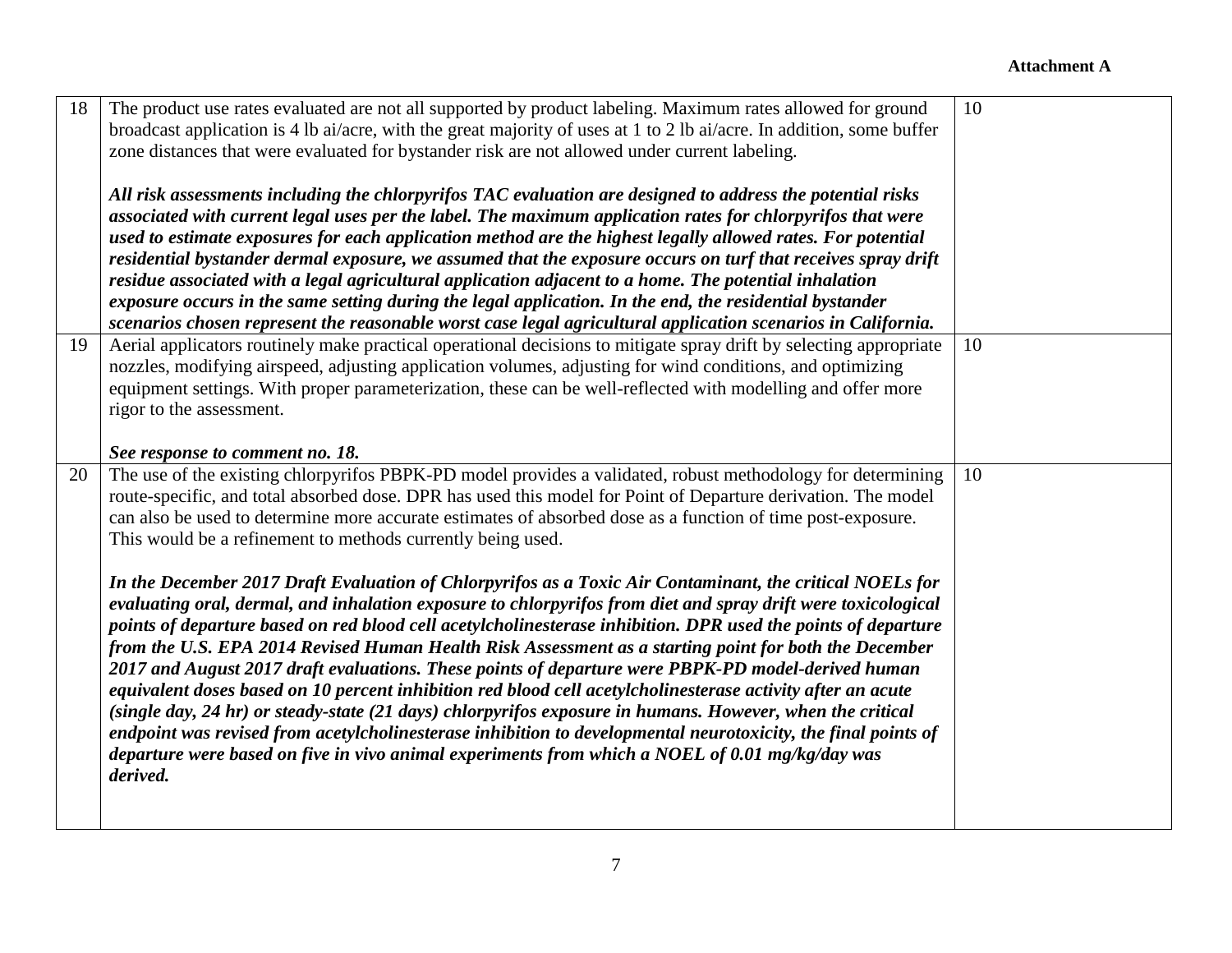| | | |
|---|---|---|
| 18 | The product use rates evaluated are not all supported by product labeling. Maximum rates allowed for ground broadcast application is 4 lb ai/acre, with the great majority of uses at 1 to 2 lb ai/acre. In addition, some buffer zone distances that were evaluated for bystander risk are not allowed under current labeling.<br><br>***All risk assessments including the chlorpyrifos TAC evaluation are designed to address the potential risks associated with current legal uses per the label. The maximum application rates for chlorpyrifos that were used to estimate exposures for each application method are the highest legally allowed rates. For potential residential bystander dermal exposure, we assumed that the exposure occurs on turf that receives spray drift residue associated with a legal agricultural application adjacent to a home. The potential inhalation exposure occurs in the same setting during the legal application. In the end, the residential bystander scenarios chosen represent the reasonable worst case legal agricultural application scenarios in California.*** | 10 |
| 19 | Aerial applicators routinely make practical operational decisions to mitigate spray drift by selecting appropriate nozzles, modifying airspeed, adjusting application volumes, adjusting for wind conditions, and optimizing equipment settings. With proper parameterization, these can be well-reflected with modelling and offer more rigor to the assessment.<br><br>***See response to comment no. 18.*** | 10 |
| 20 | The use of the existing chlorpyrifos PBPK-PD model provides a validated, robust methodology for determining route-specific, and total absorbed dose. DPR has used this model for Point of Departure derivation. The model can also be used to determine more accurate estimates of absorbed dose as a function of time post-exposure. This would be a refinement to methods currently being used.<br><br>***In the December 2017 Draft Evaluation of Chlorpyrifos as a Toxic Air Contaminant, the critical NOELs for evaluating oral, dermal, and inhalation exposure to chlorpyrifos from diet and spray drift were toxicological points of departure based on red blood cell acetylcholinesterase inhibition. DPR used the points of departure from the U.S. EPA 2014 Revised Human Health Risk Assessment as a starting point for both the December 2017 and August 2017 draft evaluations. These points of departure were PBPK-PD model-derived human equivalent doses based on 10 percent inhibition red blood cell acetylcholinesterase activity after an acute (single day, 24 hr) or steady-state (21 days) chlorpyrifos exposure in humans. However, when the critical endpoint was revised from acetylcholinesterase inhibition to developmental neurotoxicity, the final points of departure were based on five in vivo animal experiments from which a NOEL of 0.01 mg/kg/day was derived.*** | 10 |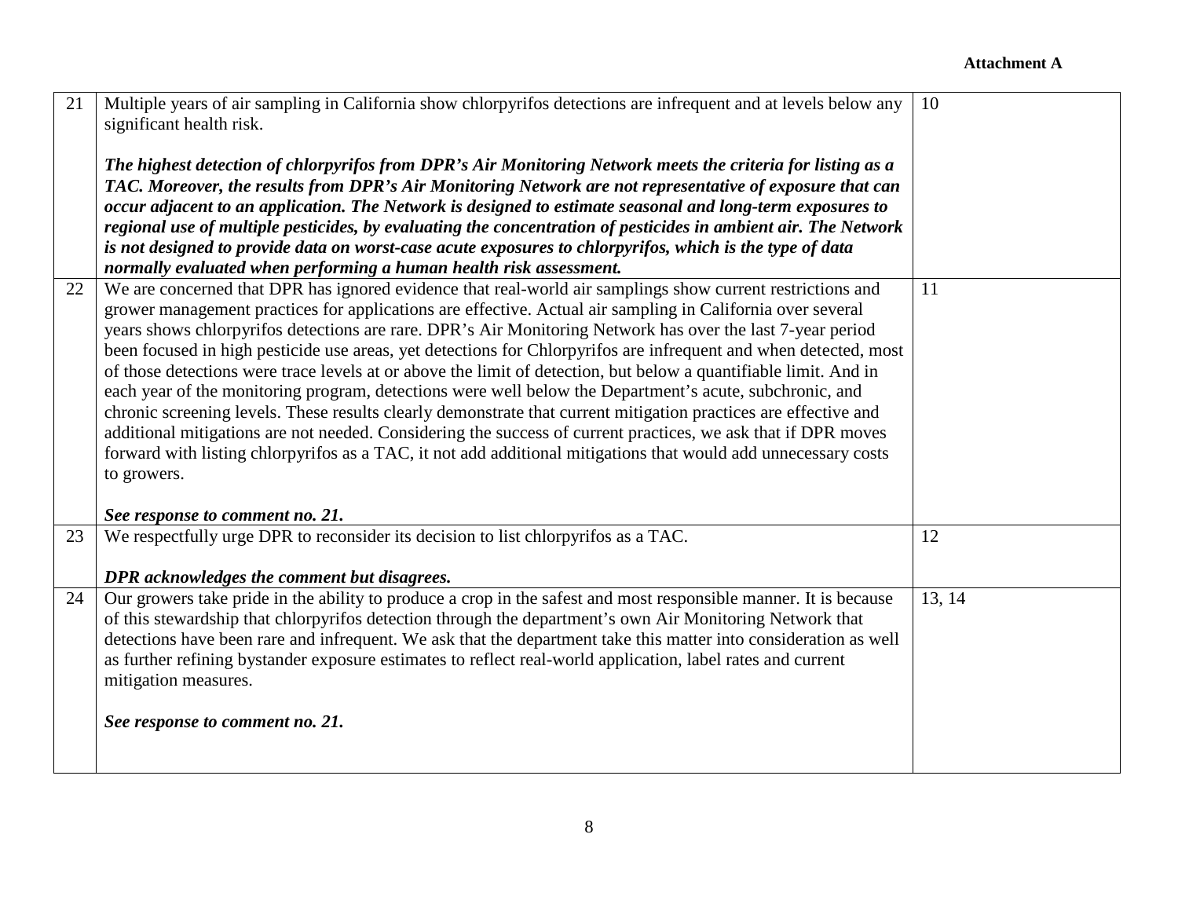**Attachment A**

| | | |
|---|---|---|
| 21 | Multiple years of air sampling in California show chlorpyrifos detections are infrequent and at levels below any significant health risk.<br><br>***The highest detection of chlorpyrifos from DPR's Air Monitoring Network meets the criteria for listing as a TAC. Moreover, the results from DPR's Air Monitoring Network are not representative of exposure that can occur adjacent to an application. The Network is designed to estimate seasonal and long-term exposures to regional use of multiple pesticides, by evaluating the concentration of pesticides in ambient air. The Network is not designed to provide data on worst-case acute exposures to chlorpyrifos, which is the type of data normally evaluated when performing a human health risk assessment.*** | 10 |
| 22 | We are concerned that DPR has ignored evidence that real-world air samplings show current restrictions and grower management practices for applications are effective. Actual air sampling in California over several years shows chlorpyrifos detections are rare. DPR's Air Monitoring Network has over the last 7-year period been focused in high pesticide use areas, yet detections for Chlorpyrifos are infrequent and when detected, most of those detections were trace levels at or above the limit of detection, but below a quantifiable limit. And in each year of the monitoring program, detections were well below the Department's acute, subchronic, and chronic screening levels. These results clearly demonstrate that current mitigation practices are effective and additional mitigations are not needed. Considering the success of current practices, we ask that if DPR moves forward with listing chlorpyrifos as a TAC, it not add additional mitigations that would add unnecessary costs to growers.<br><br>***See response to comment no. 21.*** | 11 |
| 23 | We respectfully urge DPR to reconsider its decision to list chlorpyrifos as a TAC.<br><br>***DPR acknowledges the comment but disagrees.*** | 12 |
| 24 | Our growers take pride in the ability to produce a crop in the safest and most responsible manner. It is because of this stewardship that chlorpyrifos detection through the department's own Air Monitoring Network that detections have been rare and infrequent. We ask that the department take this matter into consideration as well as further refining bystander exposure estimates to reflect real-world application, label rates and current mitigation measures.<br><br>***See response to comment no. 21.*** | 13, 14 |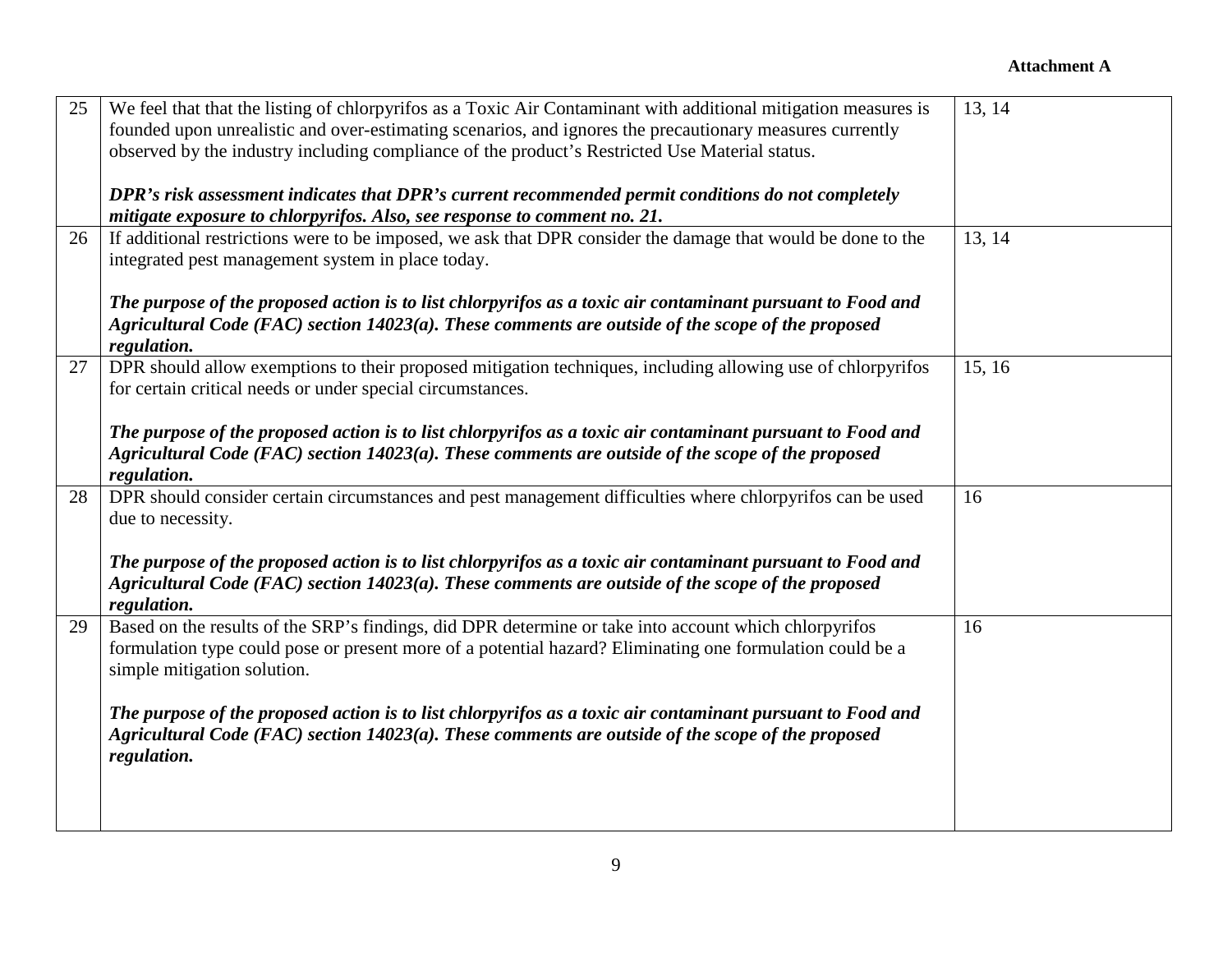**Attachment A**

| | | |
|---|---|---|
| 25 | We feel that that the listing of chlorpyrifos as a Toxic Air Contaminant with additional mitigation measures is founded upon unrealistic and over-estimating scenarios, and ignores the precautionary measures currently observed by the industry including compliance of the product's Restricted Use Material status.<br><br>***DPR's risk assessment indicates that DPR's current recommended permit conditions do not completely mitigate exposure to chlorpyrifos. Also, see response to comment no. 21.*** | 13, 14 |
| 26 | If additional restrictions were to be imposed, we ask that DPR consider the damage that would be done to the integrated pest management system in place today.<br><br>***The purpose of the proposed action is to list chlorpyrifos as a toxic air contaminant pursuant to Food and Agricultural Code (FAC) section 14023(a). These comments are outside of the scope of the proposed regulation.*** | 13, 14 |
| 27 | DPR should allow exemptions to their proposed mitigation techniques, including allowing use of chlorpyrifos for certain critical needs or under special circumstances.<br><br>***The purpose of the proposed action is to list chlorpyrifos as a toxic air contaminant pursuant to Food and Agricultural Code (FAC) section 14023(a). These comments are outside of the scope of the proposed regulation.*** | 15, 16 |
| 28 | DPR should consider certain circumstances and pest management difficulties where chlorpyrifos can be used due to necessity.<br><br>***The purpose of the proposed action is to list chlorpyrifos as a toxic air contaminant pursuant to Food and Agricultural Code (FAC) section 14023(a). These comments are outside of the scope of the proposed regulation.*** | 16 |
| 29 | Based on the results of the SRP's findings, did DPR determine or take into account which chlorpyrifos formulation type could pose or present more of a potential hazard? Eliminating one formulation could be a simple mitigation solution.<br><br>***The purpose of the proposed action is to list chlorpyrifos as a toxic air contaminant pursuant to Food and Agricultural Code (FAC) section 14023(a). These comments are outside of the scope of the proposed regulation.*** | 16 |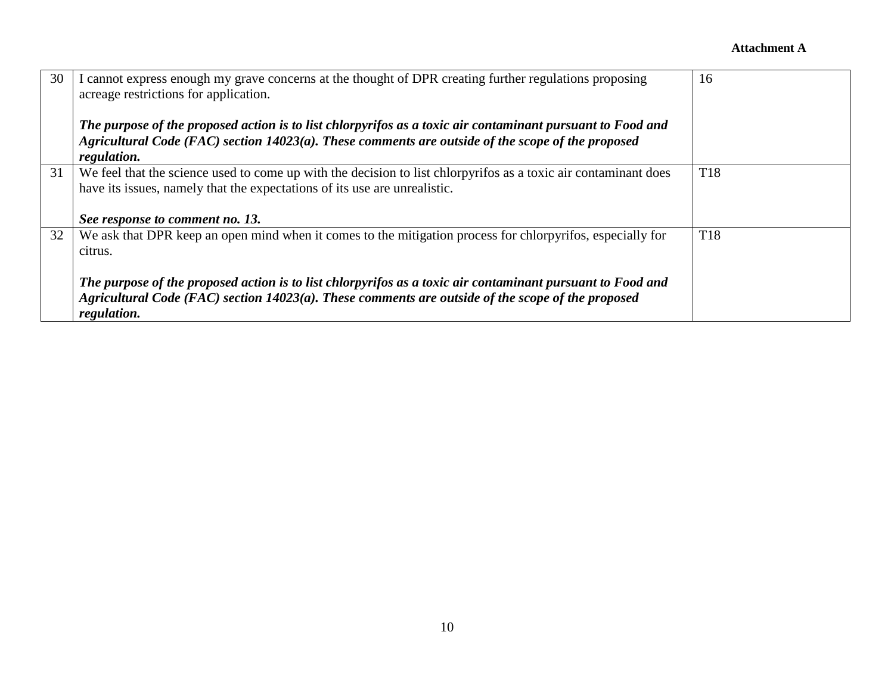**Attachment A**

| | | |
|---|---|---|
| 30 | I cannot express enough my grave concerns at the thought of DPR creating further regulations proposing acreage restrictions for application.<br><br>***The purpose of the proposed action is to list chlorpyrifos as a toxic air contaminant pursuant to Food and Agricultural Code (FAC) section 14023(a). These comments are outside of the scope of the proposed regulation.*** | 16 |
| 31 | We feel that the science used to come up with the decision to list chlorpyrifos as a toxic air contaminant does have its issues, namely that the expectations of its use are unrealistic.<br><br>***See response to comment no. 13.*** | T18 |
| 32 | We ask that DPR keep an open mind when it comes to the mitigation process for chlorpyrifos, especially for citrus.<br><br>***The purpose of the proposed action is to list chlorpyrifos as a toxic air contaminant pursuant to Food and Agricultural Code (FAC) section 14023(a). These comments are outside of the scope of the proposed regulation.*** | T18 |